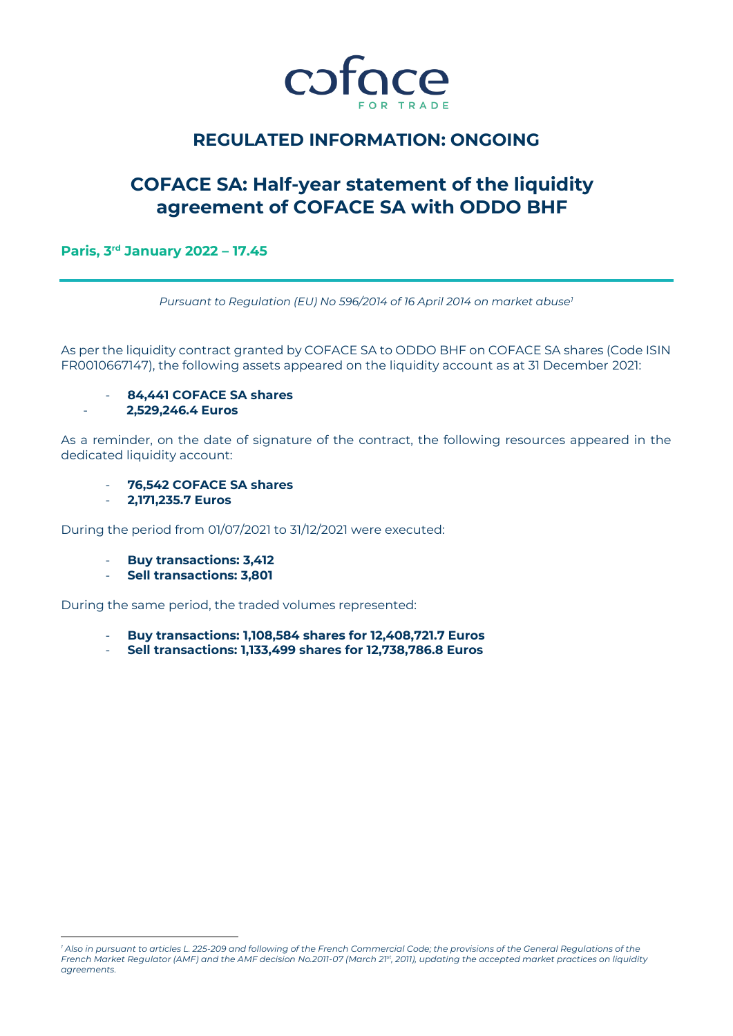# REGULATED INFORMATION: ONGOING

# COFACE SA: Half-year statement of the liquidity agreement of COFACE SA with ODDO BHF

**Paris, 3rd January 2022 – 17.45**

*Pursuant to Regulation (EU) No 596/2014 of 16 April 2014 on market abuse[1]*

As per the liquidity contract granted by COFACE SA to ODDO BHF on COFACE SA shares (Code ISIN FR0010667147), the following assets appeared on the liquidity account as at 31 December 2021:

- **84,441 COFACE SA shares**
- **2,529,246.4 Euros**

As a reminder, on the date of signature of the contract, the following resources appeared in the dedicated liquidity account:

- **76,542 COFACE SA shares**
- **2,171,235.7 Euros**

During the period from 01/07/2021 to 31/12/2021 were executed:

- **Buy transactions: 3,412**
- **Sell transactions: 3,801**

During the same period, the traded volumes represented:

- **Buy transactions: 1,108,584 shares for 12,408,721.7 Euros**
- **Sell transactions: 1,133,499 shares for 12,738,786.8 Euros**

[1] *Also in pursuant to articles L. 225-209 and following of the French Commercial Code; the provisions of the General Regulations of the French Market Regulator (AMF) and the AMF decision No.2011-07 (March 21st, 2011), updating the accepted market practices on liquidity agreements.*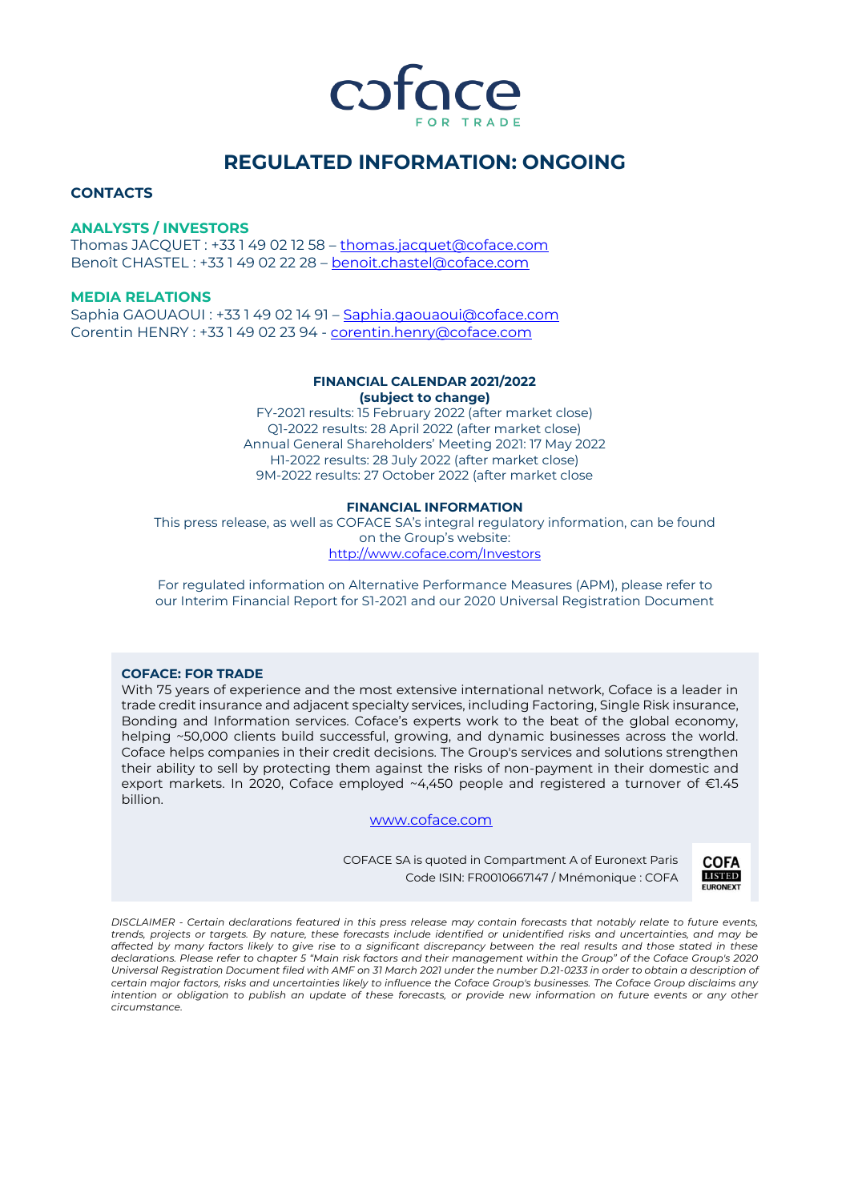coface

FOR TRADE

# REGULATED INFORMATION: ONGOING

## CONTACTS

### ANALYSTS / INVESTORS

Thomas JACQUET : +33 1 49 02 12 58 – thomas.jacquet@coface.com
Benoît CHASTEL : +33 1 49 02 22 28 – benoit.chastel@coface.com

### MEDIA RELATIONS

Saphia GAOUAOUI : +33 1 49 02 14 91 – Saphia.gaouaoui@coface.com
Corentin HENRY : +33 1 49 02 23 94 - corentin.henry@coface.com

**FINANCIAL CALENDAR 2021/2022**
**(subject to change)**

FY-2021 results: 15 February 2022 (after market close)
Q1-2022 results: 28 April 2022 (after market close)
Annual General Shareholders' Meeting 2021: 17 May 2022
H1-2022 results: 28 July 2022 (after market close)
9M-2022 results: 27 October 2022 (after market close

**FINANCIAL INFORMATION**

This press release, as well as COFACE SA's integral regulatory information, can be found on the Group's website:
http://www.coface.com/Investors

For regulated information on Alternative Performance Measures (APM), please refer to our Interim Financial Report for S1-2021 and our 2020 Universal Registration Document

**COFACE: FOR TRADE**

With 75 years of experience and the most extensive international network, Coface is a leader in trade credit insurance and adjacent specialty services, including Factoring, Single Risk insurance, Bonding and Information services. Coface's experts work to the beat of the global economy, helping ~50,000 clients build successful, growing, and dynamic businesses across the world. Coface helps companies in their credit decisions. The Group's services and solutions strengthen their ability to sell by protecting them against the risks of non-payment in their domestic and export markets. In 2020, Coface employed ~4,450 people and registered a turnover of €1.45 billion.

www.coface.com

COFACE SA is quoted in Compartment A of Euronext Paris
Code ISIN: FR0010667147 / Mnémonique : COFA

COFA LISTED EURONEXT

*DISCLAIMER - Certain declarations featured in this press release may contain forecasts that notably relate to future events, trends, projects or targets. By nature, these forecasts include identified or unidentified risks and uncertainties, and may be affected by many factors likely to give rise to a significant discrepancy between the real results and those stated in these declarations. Please refer to chapter 5 "Main risk factors and their management within the Group" of the Coface Group's 2020 Universal Registration Document filed with AMF on 31 March 2021 under the number D.21-0233 in order to obtain a description of certain major factors, risks and uncertainties likely to influence the Coface Group's businesses. The Coface Group disclaims any intention or obligation to publish an update of these forecasts, or provide new information on future events or any other circumstance.*